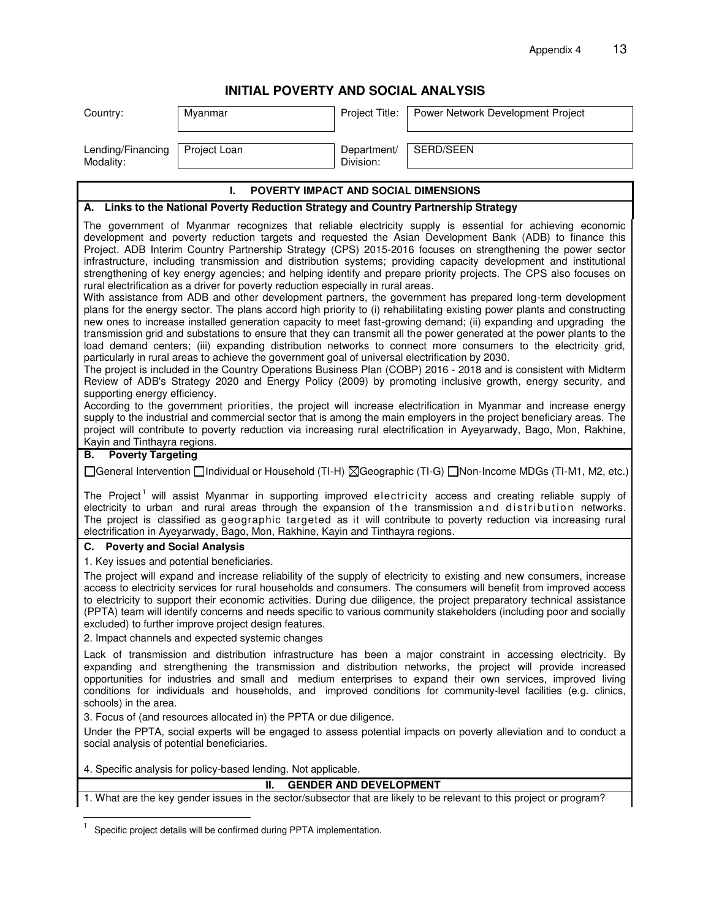# INITIAL POVERTY AND SOCIAL ANALYSIS

| Country: | Myanmar | Project Title: | Power Network Development Project |
|---|---|---|---|
| Lending/Financing Modality: | Project Loan | Department/ Division: | SERD/SEEN |

## I. POVERTY IMPACT AND SOCIAL DIMENSIONS

### A. Links to the National Poverty Reduction Strategy and Country Partnership Strategy

The government of Myanmar recognizes that reliable electricity supply is essential for achieving economic development and poverty reduction targets and requested the Asian Development Bank (ADB) to finance this Project. ADB Interim Country Partnership Strategy (CPS) 2015-2016 focuses on strengthening the power sector infrastructure, including transmission and distribution systems; providing capacity development and institutional strengthening of key energy agencies; and helping identify and prepare priority projects. The CPS also focuses on rural electrification as a driver for poverty reduction especially in rural areas.

With assistance from ADB and other development partners, the government has prepared long-term development plans for the energy sector. The plans accord high priority to (i) rehabilitating existing power plants and constructing new ones to increase installed generation capacity to meet fast-growing demand; (ii) expanding and upgrading the transmission grid and substations to ensure that they can transmit all the power generated at the power plants to the load demand centers; (iii) expanding distribution networks to connect more consumers to the electricity grid, particularly in rural areas to achieve the government goal of universal electrification by 2030.

The project is included in the Country Operations Business Plan (COBP) 2016 - 2018 and is consistent with Midterm Review of ADB's Strategy 2020 and Energy Policy (2009) by promoting inclusive growth, energy security, and supporting energy efficiency.

According to the government priorities, the project will increase electrification in Myanmar and increase energy supply to the industrial and commercial sector that is among the main employers in the project beneficiary areas. The project will contribute to poverty reduction via increasing rural electrification in Ayeyarwady, Bago, Mon, Rakhine, Kayin and Tinthayra regions.

### B. Poverty Targeting

☐General Intervention ☐Individual or Household (TI-H) ☒Geographic (TI-G) ☐Non-Income MDGs (TI-M1, M2, etc.)

The Project[1] will assist Myanmar in supporting improved electricity access and creating reliable supply of electricity to urban and rural areas through the expansion of the transmission and distribution networks. The project is classified as geographic targeted as it will contribute to poverty reduction via increasing rural electrification in Ayeyarwady, Bago, Mon, Rakhine, Kayin and Tinthayra regions.

### C. Poverty and Social Analysis

1. Key issues and potential beneficiaries.

The project will expand and increase reliability of the supply of electricity to existing and new consumers, increase access to electricity services for rural households and consumers. The consumers will benefit from improved access to electricity to support their economic activities. During due diligence, the project preparatory technical assistance (PPTA) team will identify concerns and needs specific to various community stakeholders (including poor and socially excluded) to further improve project design features.

2. Impact channels and expected systemic changes

Lack of transmission and distribution infrastructure has been a major constraint in accessing electricity. By expanding and strengthening the transmission and distribution networks, the project will provide increased opportunities for industries and small and medium enterprises to expand their own services, improved living conditions for individuals and households, and improved conditions for community-level facilities (e.g. clinics, schools) in the area.

3. Focus of (and resources allocated in) the PPTA or due diligence.

Under the PPTA, social experts will be engaged to assess potential impacts on poverty alleviation and to conduct a social analysis of potential beneficiaries.

4. Specific analysis for policy-based lending. Not applicable.

## II. GENDER AND DEVELOPMENT

1. What are the key gender issues in the sector/subsector that are likely to be relevant to this project or program?

[1] Specific project details will be confirmed during PPTA implementation.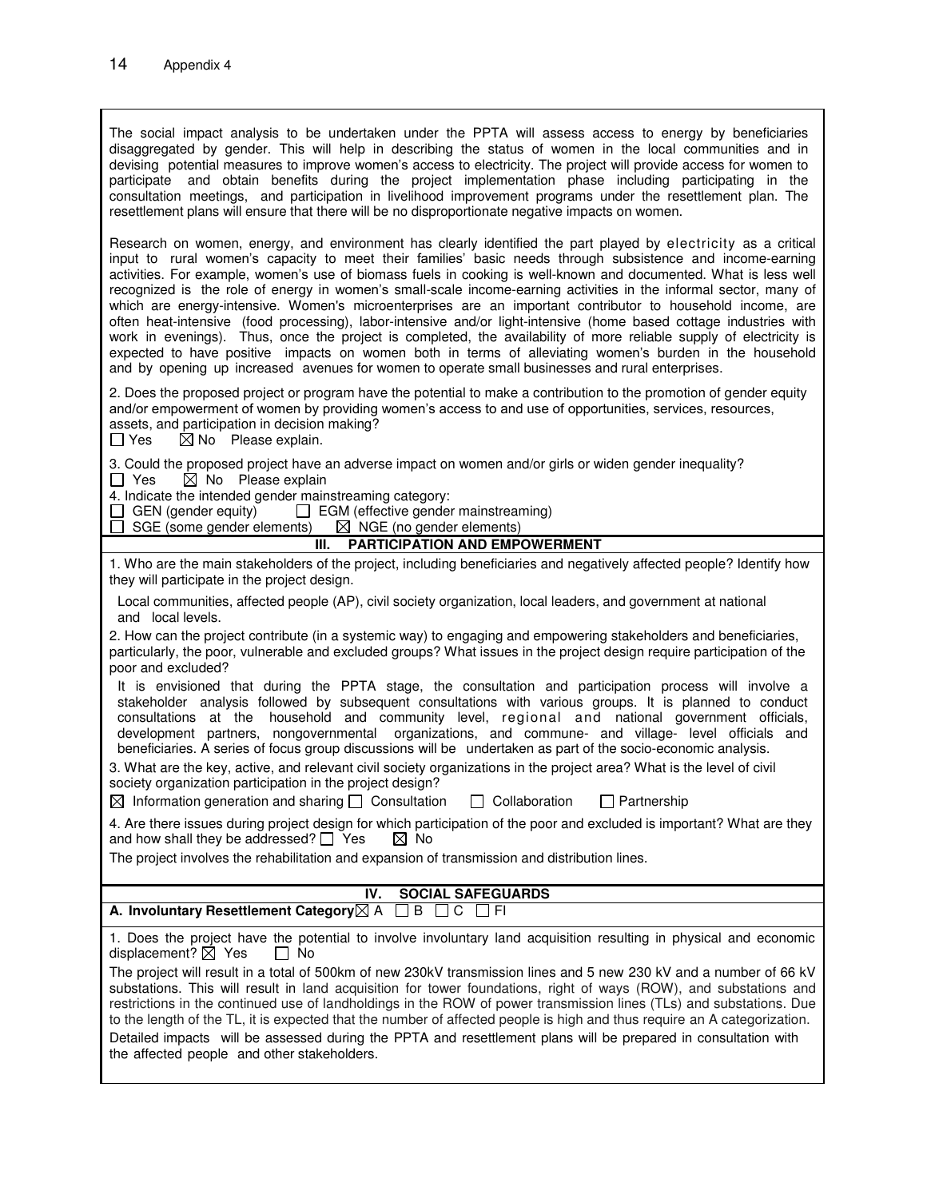The social impact analysis to be undertaken under the PPTA will assess access to energy by beneficiaries disaggregated by gender. This will help in describing the status of women in the local communities and in devising potential measures to improve women's access to electricity. The project will provide access for women to participate and obtain benefits during the project implementation phase including participating in the consultation meetings, and participation in livelihood improvement programs under the resettlement plan. The resettlement plans will ensure that there will be no disproportionate negative impacts on women.

Research on women, energy, and environment has clearly identified the part played by electricity as a critical input to rural women's capacity to meet their families' basic needs through subsistence and income-earning activities. For example, women's use of biomass fuels in cooking is well-known and documented. What is less well recognized is the role of energy in women's small-scale income-earning activities in the informal sector, many of which are energy-intensive. Women's microenterprises are an important contributor to household income, are often heat-intensive (food processing), labor-intensive and/or light-intensive (home based cottage industries with work in evenings). Thus, once the project is completed, the availability of more reliable supply of electricity is expected to have positive impacts on women both in terms of alleviating women's burden in the household and by opening up increased avenues for women to operate small businesses and rural enterprises.

2. Does the proposed project or program have the potential to make a contribution to the promotion of gender equity and/or empowerment of women by providing women's access to and use of opportunities, services, resources, assets, and participation in decision making?
☐ Yes ☒ No Please explain.

3. Could the proposed project have an adverse impact on women and/or girls or widen gender inequality?
☐ Yes ☒ No Please explain

4. Indicate the intended gender mainstreaming category:
☐ GEN (gender equity) ☐ EGM (effective gender mainstreaming)
☐ SGE (some gender elements) ☒ NGE (no gender elements)

## III. PARTICIPATION AND EMPOWERMENT

1. Who are the main stakeholders of the project, including beneficiaries and negatively affected people? Identify how they will participate in the project design.

Local communities, affected people (AP), civil society organization, local leaders, and government at national and local levels.

2. How can the project contribute (in a systemic way) to engaging and empowering stakeholders and beneficiaries, particularly, the poor, vulnerable and excluded groups? What issues in the project design require participation of the poor and excluded?

It is envisioned that during the PPTA stage, the consultation and participation process will involve a stakeholder analysis followed by subsequent consultations with various groups. It is planned to conduct consultations at the household and community level, regional and national government officials, development partners, nongovernmental organizations, and commune- and village- level officials and beneficiaries. A series of focus group discussions will be undertaken as part of the socio-economic analysis.

3. What are the key, active, and relevant civil society organizations in the project area? What is the level of civil society organization participation in the project design?
☒ Information generation and sharing ☐ Consultation ☐ Collaboration ☐ Partnership

4. Are there issues during project design for which participation of the poor and excluded is important? What are they and how shall they be addressed? ☐ Yes ☒ No

The project involves the rehabilitation and expansion of transmission and distribution lines.

## IV. SOCIAL SAFEGUARDS

**A. Involuntary Resettlement Category** ☒ A ☐ B ☐ C ☐ FI

1. Does the project have the potential to involve involuntary land acquisition resulting in physical and economic displacement? ☒ Yes ☐ No

The project will result in a total of 500km of new 230kV transmission lines and 5 new 230 kV and a number of 66 kV substations. This will result in land acquisition for tower foundations, right of ways (ROW), and substations and restrictions in the continued use of landholdings in the ROW of power transmission lines (TLs) and substations. Due to the length of the TL, it is expected that the number of affected people is high and thus require an A categorization.

Detailed impacts will be assessed during the PPTA and resettlement plans will be prepared in consultation with the affected people and other stakeholders.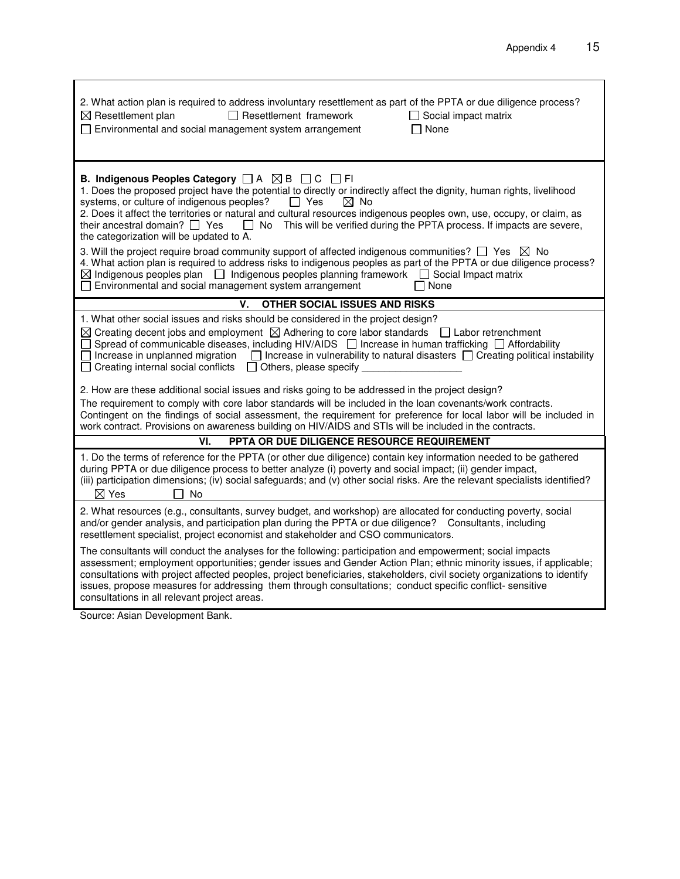2. What action plan is required to address involuntary resettlement as part of the PPTA or due diligence process?

☒ Resettlement plan ☐ Resettlement framework ☐ Social impact matrix
☐ Environmental and social management system arrangement ☐ None

**B. Indigenous Peoples Category** ☐ A ☒ B ☐ C ☐ FI

1. Does the proposed project have the potential to directly or indirectly affect the dignity, human rights, livelihood systems, or culture of indigenous peoples? ☐ Yes ☒ No

2. Does it affect the territories or natural and cultural resources indigenous peoples own, use, occupy, or claim, as their ancestral domain? ☐ Yes ☐ No This will be verified during the PPTA process. If impacts are severe, the categorization will be updated to A.

3. Will the project require broad community support of affected indigenous communities? ☐ Yes ☒ No

4. What action plan is required to address risks to indigenous peoples as part of the PPTA or due diligence process?

☒ Indigenous peoples plan ☐ Indigenous peoples planning framework ☐ Social Impact matrix
☐ Environmental and social management system arrangement ☐ None

## V. OTHER SOCIAL ISSUES AND RISKS

1. What other social issues and risks should be considered in the project design?

☒ Creating decent jobs and employment ☒ Adhering to core labor standards ☐ Labor retrenchment
☐ Spread of communicable diseases, including HIV/AIDS ☐ Increase in human trafficking ☐ Affordability
☐ Increase in unplanned migration ☐ Increase in vulnerability to natural disasters ☐ Creating political instability
☐ Creating internal social conflicts ☐ Others, please specify ________________

2. How are these additional social issues and risks going to be addressed in the project design?

The requirement to comply with core labor standards will be included in the loan covenants/work contracts. Contingent on the findings of social assessment, the requirement for preference for local labor will be included in work contract. Provisions on awareness building on HIV/AIDS and STIs will be included in the contracts.

## VI. PPTA OR DUE DILIGENCE RESOURCE REQUIREMENT

1. Do the terms of reference for the PPTA (or other due diligence) contain key information needed to be gathered during PPTA or due diligence process to better analyze (i) poverty and social impact; (ii) gender impact, (iii) participation dimensions; (iv) social safeguards; and (v) other social risks. Are the relevant specialists identified?

☒ Yes ☐ No

2. What resources (e.g., consultants, survey budget, and workshop) are allocated for conducting poverty, social and/or gender analysis, and participation plan during the PPTA or due diligence? Consultants, including resettlement specialist, project economist and stakeholder and CSO communicators.

The consultants will conduct the analyses for the following: participation and empowerment; social impacts assessment; employment opportunities; gender issues and Gender Action Plan; ethnic minority issues, if applicable; consultations with project affected peoples, project beneficiaries, stakeholders, civil society organizations to identify issues, propose measures for addressing them through consultations; conduct specific conflict- sensitive consultations in all relevant project areas.

Source: Asian Development Bank.